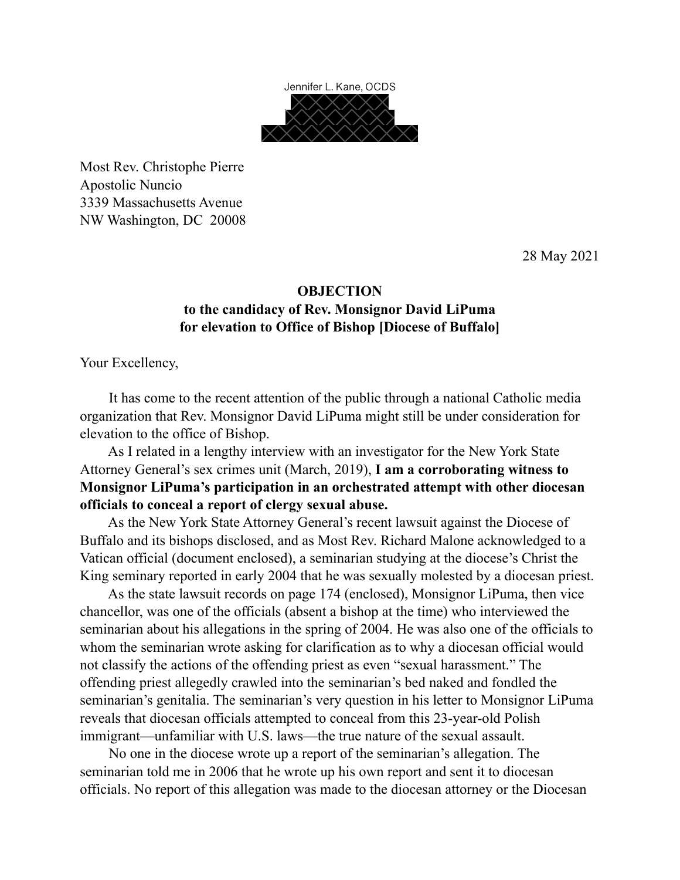Jennifer L. Kane, OCDS

Most Rev. Christophe Pierre
Apostolic Nuncio
3339 Massachusetts Avenue
NW Washington, DC 20008

28 May 2021

**OBJECTION**
**to the candidacy of Rev. Monsignor David LiPuma**
**for elevation to Office of Bishop [Diocese of Buffalo]**

Your Excellency,

It has come to the recent attention of the public through a national Catholic media organization that Rev. Monsignor David LiPuma might still be under consideration for elevation to the office of Bishop.

As I related in a lengthy interview with an investigator for the New York State Attorney General's sex crimes unit (March, 2019), **I am a corroborating witness to Monsignor LiPuma's participation in an orchestrated attempt with other diocesan officials to conceal a report of clergy sexual abuse.**

As the New York State Attorney General's recent lawsuit against the Diocese of Buffalo and its bishops disclosed, and as Most Rev. Richard Malone acknowledged to a Vatican official (document enclosed), a seminarian studying at the diocese's Christ the King seminary reported in early 2004 that he was sexually molested by a diocesan priest.

As the state lawsuit records on page 174 (enclosed), Monsignor LiPuma, then vice chancellor, was one of the officials (absent a bishop at the time) who interviewed the seminarian about his allegations in the spring of 2004. He was also one of the officials to whom the seminarian wrote asking for clarification as to why a diocesan official would not classify the actions of the offending priest as even "sexual harassment." The offending priest allegedly crawled into the seminarian's bed naked and fondled the seminarian's genitalia. The seminarian's very question in his letter to Monsignor LiPuma reveals that diocesan officials attempted to conceal from this 23-year-old Polish immigrant—unfamiliar with U.S. laws—the true nature of the sexual assault.

No one in the diocese wrote up a report of the seminarian's allegation. The seminarian told me in 2006 that he wrote up his own report and sent it to diocesan officials. No report of this allegation was made to the diocesan attorney or the Diocesan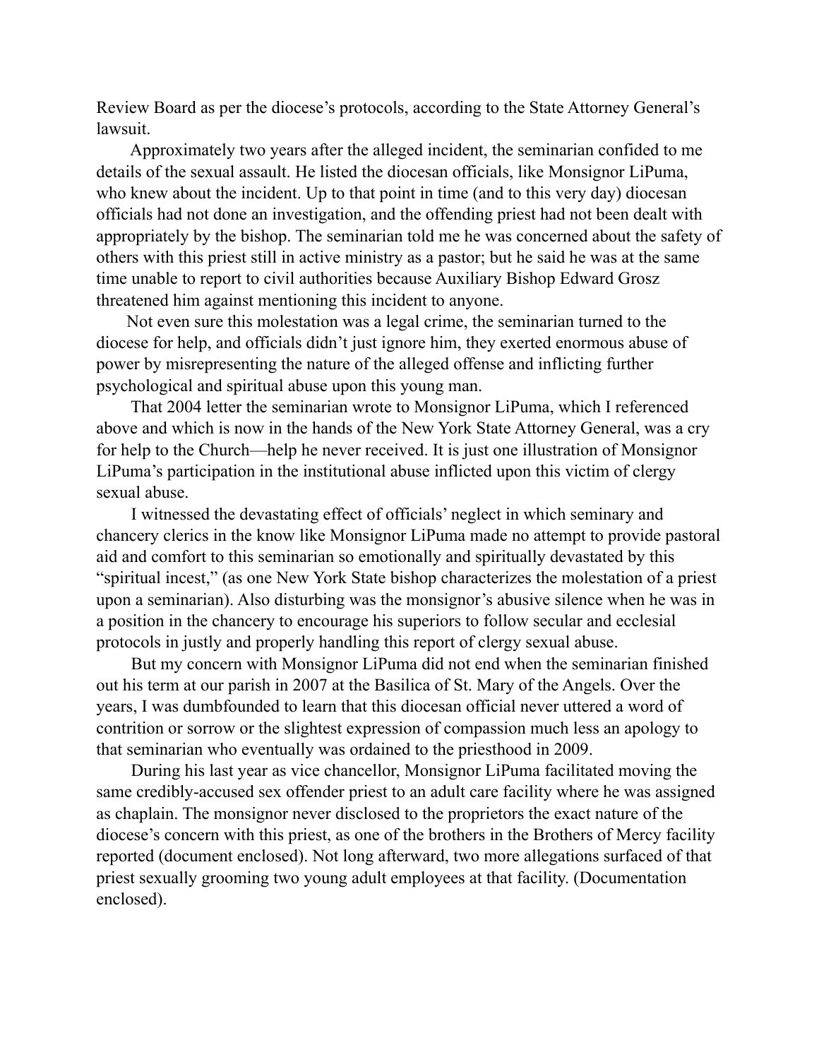Review Board as per the diocese's protocols, according to the State Attorney General's lawsuit.

Approximately two years after the alleged incident, the seminarian confided to me details of the sexual assault. He listed the diocesan officials, like Monsignor LiPuma, who knew about the incident. Up to that point in time (and to this very day) diocesan officials had not done an investigation, and the offending priest had not been dealt with appropriately by the bishop. The seminarian told me he was concerned about the safety of others with this priest still in active ministry as a pastor; but he said he was at the same time unable to report to civil authorities because Auxiliary Bishop Edward Grosz threatened him against mentioning this incident to anyone.

Not even sure this molestation was a legal crime, the seminarian turned to the diocese for help, and officials didn't just ignore him, they exerted enormous abuse of power by misrepresenting the nature of the alleged offense and inflicting further psychological and spiritual abuse upon this young man.

That 2004 letter the seminarian wrote to Monsignor LiPuma, which I referenced above and which is now in the hands of the New York State Attorney General, was a cry for help to the Church—help he never received. It is just one illustration of Monsignor LiPuma's participation in the institutional abuse inflicted upon this victim of clergy sexual abuse.

I witnessed the devastating effect of officials' neglect in which seminary and chancery clerics in the know like Monsignor LiPuma made no attempt to provide pastoral aid and comfort to this seminarian so emotionally and spiritually devastated by this "spiritual incest," (as one New York State bishop characterizes the molestation of a priest upon a seminarian). Also disturbing was the monsignor's abusive silence when he was in a position in the chancery to encourage his superiors to follow secular and ecclesial protocols in justly and properly handling this report of clergy sexual abuse.

But my concern with Monsignor LiPuma did not end when the seminarian finished out his term at our parish in 2007 at the Basilica of St. Mary of the Angels. Over the years, I was dumbfounded to learn that this diocesan official never uttered a word of contrition or sorrow or the slightest expression of compassion much less an apology to that seminarian who eventually was ordained to the priesthood in 2009.

During his last year as vice chancellor, Monsignor LiPuma facilitated moving the same credibly-accused sex offender priest to an adult care facility where he was assigned as chaplain. The monsignor never disclosed to the proprietors the exact nature of the diocese's concern with this priest, as one of the brothers in the Brothers of Mercy facility reported (document enclosed). Not long afterward, two more allegations surfaced of that priest sexually grooming two young adult employees at that facility. (Documentation enclosed).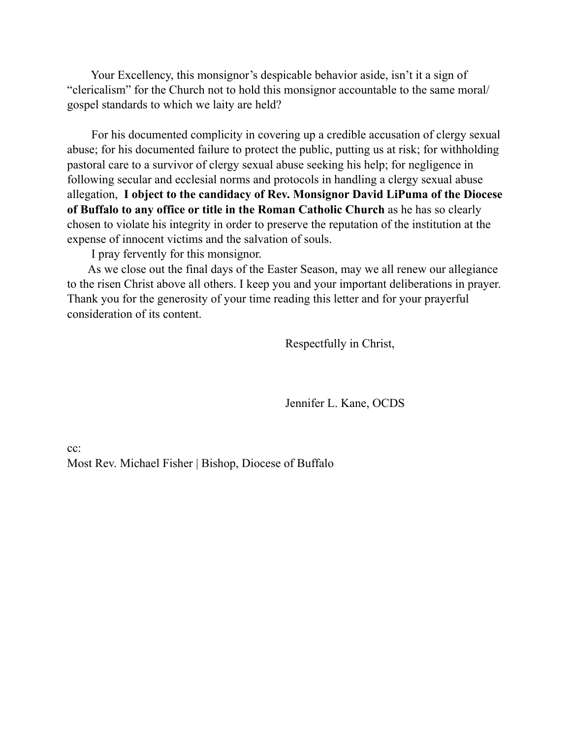Your Excellency, this monsignor's despicable behavior aside, isn't it a sign of "clericalism" for the Church not to hold this monsignor accountable to the same moral/ gospel standards to which we laity are held?

For his documented complicity in covering up a credible accusation of clergy sexual abuse; for his documented failure to protect the public, putting us at risk; for withholding pastoral care to a survivor of clergy sexual abuse seeking his help; for negligence in following secular and ecclesial norms and protocols in handling a clergy sexual abuse allegation, **I object to the candidacy of Rev. Monsignor David LiPuma of the Diocese of Buffalo to any office or title in the Roman Catholic Church** as he has so clearly chosen to violate his integrity in order to preserve the reputation of the institution at the expense of innocent victims and the salvation of souls.

I pray fervently for this monsignor.

As we close out the final days of the Easter Season, may we all renew our allegiance to the risen Christ above all others. I keep you and your important deliberations in prayer. Thank you for the generosity of your time reading this letter and for your prayerful consideration of its content.

Respectfully in Christ,

Jennifer L. Kane, OCDS

cc:
Most Rev. Michael Fisher | Bishop, Diocese of Buffalo